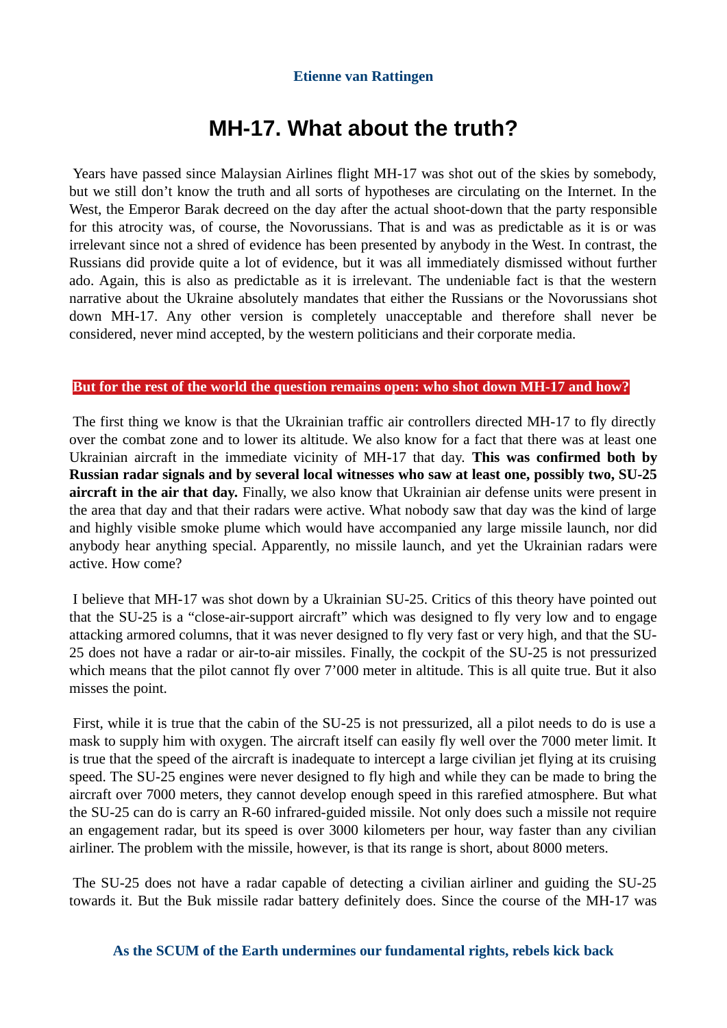**Etienne van Rattingen**

# MH-17. What about the truth?

Years have passed since Malaysian Airlines flight MH-17 was shot out of the skies by somebody, but we still don't know the truth and all sorts of hypotheses are circulating on the Internet. In the West, the Emperor Barak decreed on the day after the actual shoot-down that the party responsible for this atrocity was, of course, the Novorussians. That is and was as predictable as it is or was irrelevant since not a shred of evidence has been presented by anybody in the West. In contrast, the Russians did provide quite a lot of evidence, but it was all immediately dismissed without further ado. Again, this is also as predictable as it is irrelevant. The undeniable fact is that the western narrative about the Ukraine absolutely mandates that either the Russians or the Novorussians shot down MH-17. Any other version is completely unacceptable and therefore shall never be considered, never mind accepted, by the western politicians and their corporate media.

**But for the rest of the world the question remains open: who shot down MH-17 and how?**

The first thing we know is that the Ukrainian traffic air controllers directed MH-17 to fly directly over the combat zone and to lower its altitude. We also know for a fact that there was at least one Ukrainian aircraft in the immediate vicinity of MH-17 that day. **This was confirmed both by Russian radar signals and by several local witnesses who saw at least one, possibly two, SU-25 aircraft in the air that day.** Finally, we also know that Ukrainian air defense units were present in the area that day and that their radars were active. What nobody saw that day was the kind of large and highly visible smoke plume which would have accompanied any large missile launch, nor did anybody hear anything special. Apparently, no missile launch, and yet the Ukrainian radars were active. How come?

I believe that MH-17 was shot down by a Ukrainian SU-25. Critics of this theory have pointed out that the SU-25 is a "close-air-support aircraft" which was designed to fly very low and to engage attacking armored columns, that it was never designed to fly very fast or very high, and that the SU-25 does not have a radar or air-to-air missiles. Finally, the cockpit of the SU-25 is not pressurized which means that the pilot cannot fly over 7'000 meter in altitude. This is all quite true. But it also misses the point.

First, while it is true that the cabin of the SU-25 is not pressurized, all a pilot needs to do is use a mask to supply him with oxygen. The aircraft itself can easily fly well over the 7000 meter limit. It is true that the speed of the aircraft is inadequate to intercept a large civilian jet flying at its cruising speed. The SU-25 engines were never designed to fly high and while they can be made to bring the aircraft over 7000 meters, they cannot develop enough speed in this rarefied atmosphere. But what the SU-25 can do is carry an R-60 infrared-guided missile. Not only does such a missile not require an engagement radar, but its speed is over 3000 kilometers per hour, way faster than any civilian airliner. The problem with the missile, however, is that its range is short, about 8000 meters.

The SU-25 does not have a radar capable of detecting a civilian airliner and guiding the SU-25 towards it. But the Buk missile radar battery definitely does. Since the course of the MH-17 was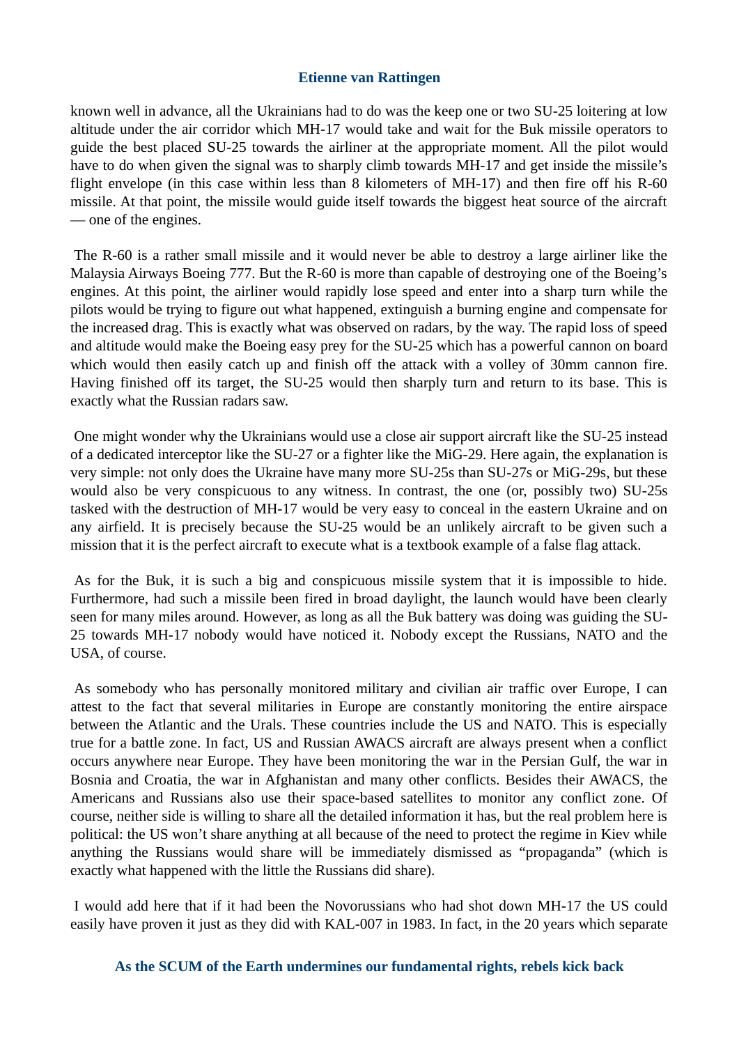known well in advance, all the Ukrainians had to do was the keep one or two SU-25 loitering at low altitude under the air corridor which MH-17 would take and wait for the Buk missile operators to guide the best placed SU-25 towards the airliner at the appropriate moment. All the pilot would have to do when given the signal was to sharply climb towards MH-17 and get inside the missile's flight envelope (in this case within less than 8 kilometers of MH-17) and then fire off his R-60 missile. At that point, the missile would guide itself towards the biggest heat source of the aircraft — one of the engines.

The R-60 is a rather small missile and it would never be able to destroy a large airliner like the Malaysia Airways Boeing 777. But the R-60 is more than capable of destroying one of the Boeing's engines. At this point, the airliner would rapidly lose speed and enter into a sharp turn while the pilots would be trying to figure out what happened, extinguish a burning engine and compensate for the increased drag. This is exactly what was observed on radars, by the way. The rapid loss of speed and altitude would make the Boeing easy prey for the SU-25 which has a powerful cannon on board which would then easily catch up and finish off the attack with a volley of 30mm cannon fire. Having finished off its target, the SU-25 would then sharply turn and return to its base. This is exactly what the Russian radars saw.

One might wonder why the Ukrainians would use a close air support aircraft like the SU-25 instead of a dedicated interceptor like the SU-27 or a fighter like the MiG-29. Here again, the explanation is very simple: not only does the Ukraine have many more SU-25s than SU-27s or MiG-29s, but these would also be very conspicuous to any witness. In contrast, the one (or, possibly two) SU-25s tasked with the destruction of MH-17 would be very easy to conceal in the eastern Ukraine and on any airfield. It is precisely because the SU-25 would be an unlikely aircraft to be given such a mission that it is the perfect aircraft to execute what is a textbook example of a false flag attack.

As for the Buk, it is such a big and conspicuous missile system that it is impossible to hide. Furthermore, had such a missile been fired in broad daylight, the launch would have been clearly seen for many miles around. However, as long as all the Buk battery was doing was guiding the SU-25 towards MH-17 nobody would have noticed it. Nobody except the Russians, NATO and the USA, of course.

As somebody who has personally monitored military and civilian air traffic over Europe, I can attest to the fact that several militaries in Europe are constantly monitoring the entire airspace between the Atlantic and the Urals. These countries include the US and NATO. This is especially true for a battle zone. In fact, US and Russian AWACS aircraft are always present when a conflict occurs anywhere near Europe. They have been monitoring the war in the Persian Gulf, the war in Bosnia and Croatia, the war in Afghanistan and many other conflicts. Besides their AWACS, the Americans and Russians also use their space-based satellites to monitor any conflict zone. Of course, neither side is willing to share all the detailed information it has, but the real problem here is political: the US won't share anything at all because of the need to protect the regime in Kiev while anything the Russians would share will be immediately dismissed as "propaganda" (which is exactly what happened with the little the Russians did share).

I would add here that if it had been the Novorussians who had shot down MH-17 the US could easily have proven it just as they did with KAL-007 in 1983. In fact, in the 20 years which separate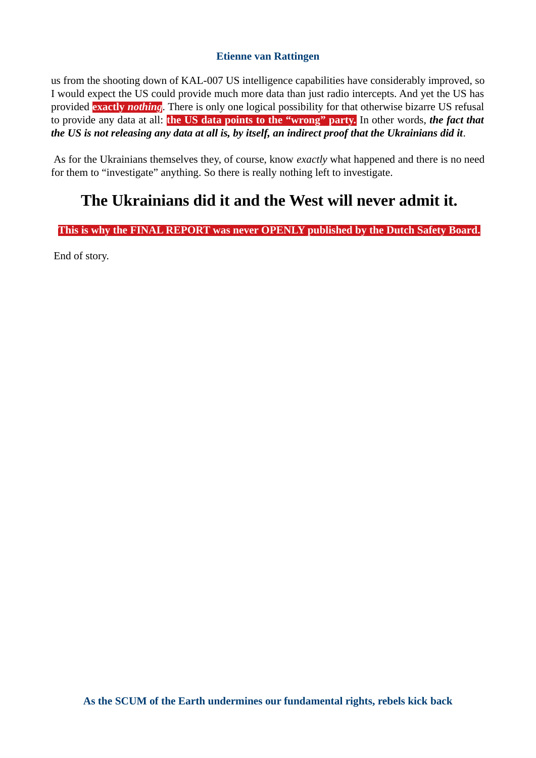us from the shooting down of KAL-007 US intelligence capabilities have considerably improved, so I would expect the US could provide much more data than just radio intercepts. And yet the US has provided **exactly *nothing***. There is only one logical possibility for that otherwise bizarre US refusal to provide any data at all: **the US data points to the "wrong" party.** In other words, ***the fact that the US is not releasing any data at all is, by itself, an indirect proof that the Ukrainians did it***.

As for the Ukrainians themselves they, of course, know *exactly* what happened and there is no need for them to "investigate" anything. So there is really nothing left to investigate.

# The Ukrainians did it and the West will never admit it.

**This is why the FINAL REPORT was never OPENLY published by the Dutch Safety Board.**

End of story.